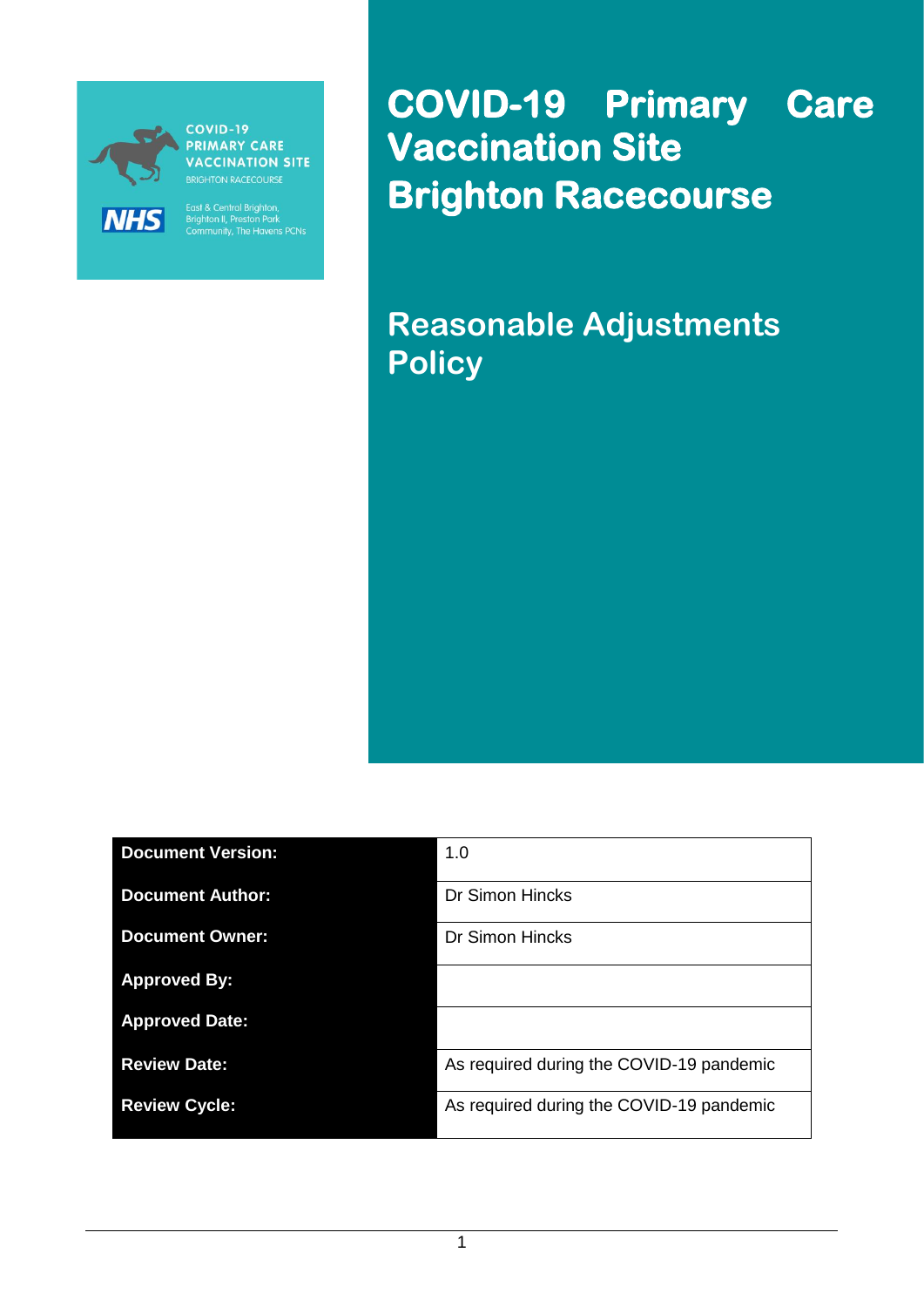COVID-19 PRIMARY CARE VACCINATION SITE
BRIGHTON RACECOURSE

NHS

East & Central Brighton, Brighton II, Preston Park Community, The Havens PCNs

# COVID-19 Primary Care Vaccination Site Brighton Racecourse

## Reasonable Adjustments Policy

| Document Version: | 1.0 |
|---|---|
| Document Author: | Dr Simon Hincks |
| Document Owner: | Dr Simon Hincks |
| Approved By: | |
| Approved Date: | |
| Review Date: | As required during the COVID-19 pandemic |
| Review Cycle: | As required during the COVID-19 pandemic |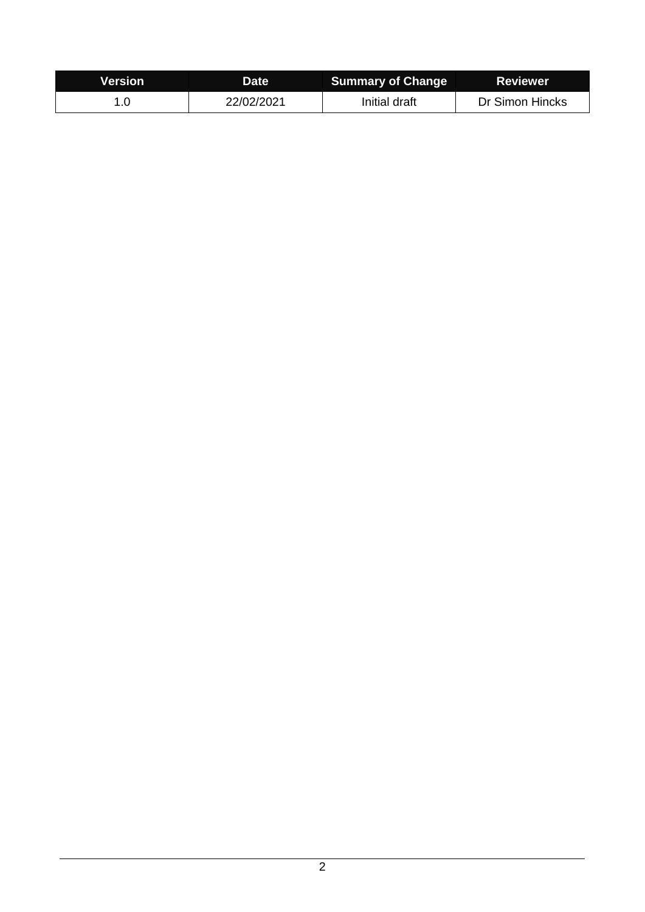| Version | Date | Summary of Change | Reviewer |
| --- | --- | --- | --- |
| 1.0 | 22/02/2021 | Initial draft | Dr Simon Hincks |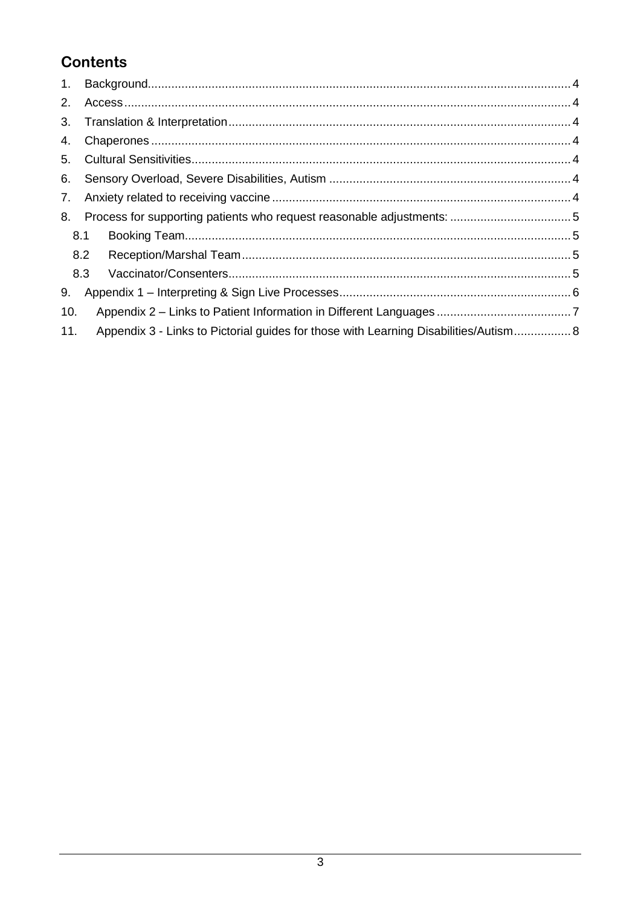## Contents

1. Background....................................................................................................................4
2. Access...........................................................................................................................4
3. Translation & Interpretation.........................................................................................4
4. Chaperones....................................................................................................................4
5. Cultural Sensitivities.....................................................................................................4
6. Sensory Overload, Severe Disabilities, Autism ............................................................4
7. Anxiety related to receiving vaccine ............................................................................4
8. Process for supporting patients who request reasonable adjustments: .......................5
   - 8.1 Booking Team.........................................................................................................5
   - 8.2 Reception/Marshal Team.........................................................................................5
   - 8.3 Vaccinator/Consenters............................................................................................5
9. Appendix 1 – Interpreting & Sign Live Processes.......................................................6
10. Appendix 2 – Links to Patient Information in Different Languages ...........................7
11. Appendix 3 - Links to Pictorial guides for those with Learning Disabilities/Autism.................8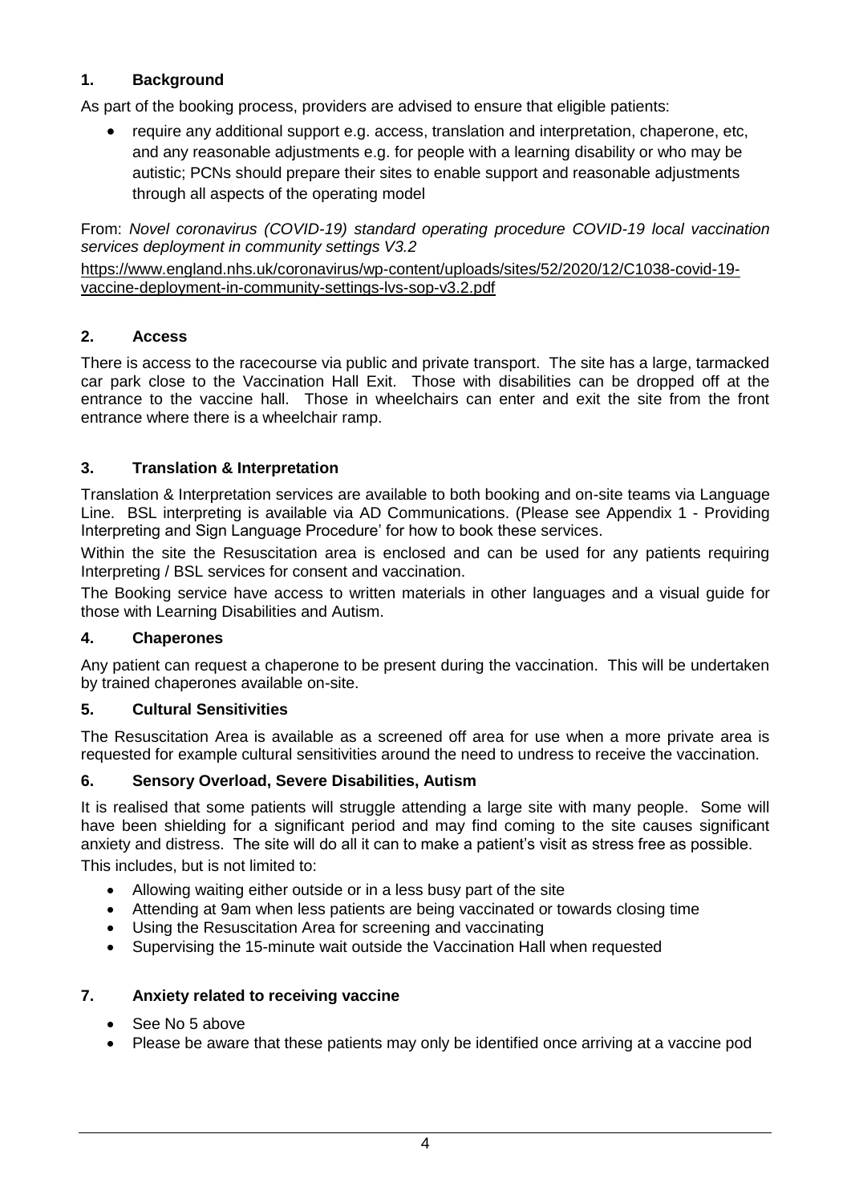## 1. Background

As part of the booking process, providers are advised to ensure that eligible patients:

- require any additional support e.g. access, translation and interpretation, chaperone, etc, and any reasonable adjustments e.g. for people with a learning disability or who may be autistic; PCNs should prepare their sites to enable support and reasonable adjustments through all aspects of the operating model

From: *Novel coronavirus (COVID-19) standard operating procedure COVID-19 local vaccination services deployment in community settings V3.2*

https://www.england.nhs.uk/coronavirus/wp-content/uploads/sites/52/2020/12/C1038-covid-19-vaccine-deployment-in-community-settings-lvs-sop-v3.2.pdf

## 2. Access

There is access to the racecourse via public and private transport. The site has a large, tarmacked car park close to the Vaccination Hall Exit. Those with disabilities can be dropped off at the entrance to the vaccine hall. Those in wheelchairs can enter and exit the site from the front entrance where there is a wheelchair ramp.

## 3. Translation & Interpretation

Translation & Interpretation services are available to both booking and on-site teams via Language Line. BSL interpreting is available via AD Communications. (Please see Appendix 1 - Providing Interpreting and Sign Language Procedure' for how to book these services.

Within the site the Resuscitation area is enclosed and can be used for any patients requiring Interpreting / BSL services for consent and vaccination.

The Booking service have access to written materials in other languages and a visual guide for those with Learning Disabilities and Autism.

## 4. Chaperones

Any patient can request a chaperone to be present during the vaccination. This will be undertaken by trained chaperones available on-site.

## 5. Cultural Sensitivities

The Resuscitation Area is available as a screened off area for use when a more private area is requested for example cultural sensitivities around the need to undress to receive the vaccination.

## 6. Sensory Overload, Severe Disabilities, Autism

It is realised that some patients will struggle attending a large site with many people. Some will have been shielding for a significant period and may find coming to the site causes significant anxiety and distress. The site will do all it can to make a patient's visit as stress free as possible.

This includes, but is not limited to:

- Allowing waiting either outside or in a less busy part of the site
- Attending at 9am when less patients are being vaccinated or towards closing time
- Using the Resuscitation Area for screening and vaccinating
- Supervising the 15-minute wait outside the Vaccination Hall when requested

## 7. Anxiety related to receiving vaccine

- See No 5 above
- Please be aware that these patients may only be identified once arriving at a vaccine pod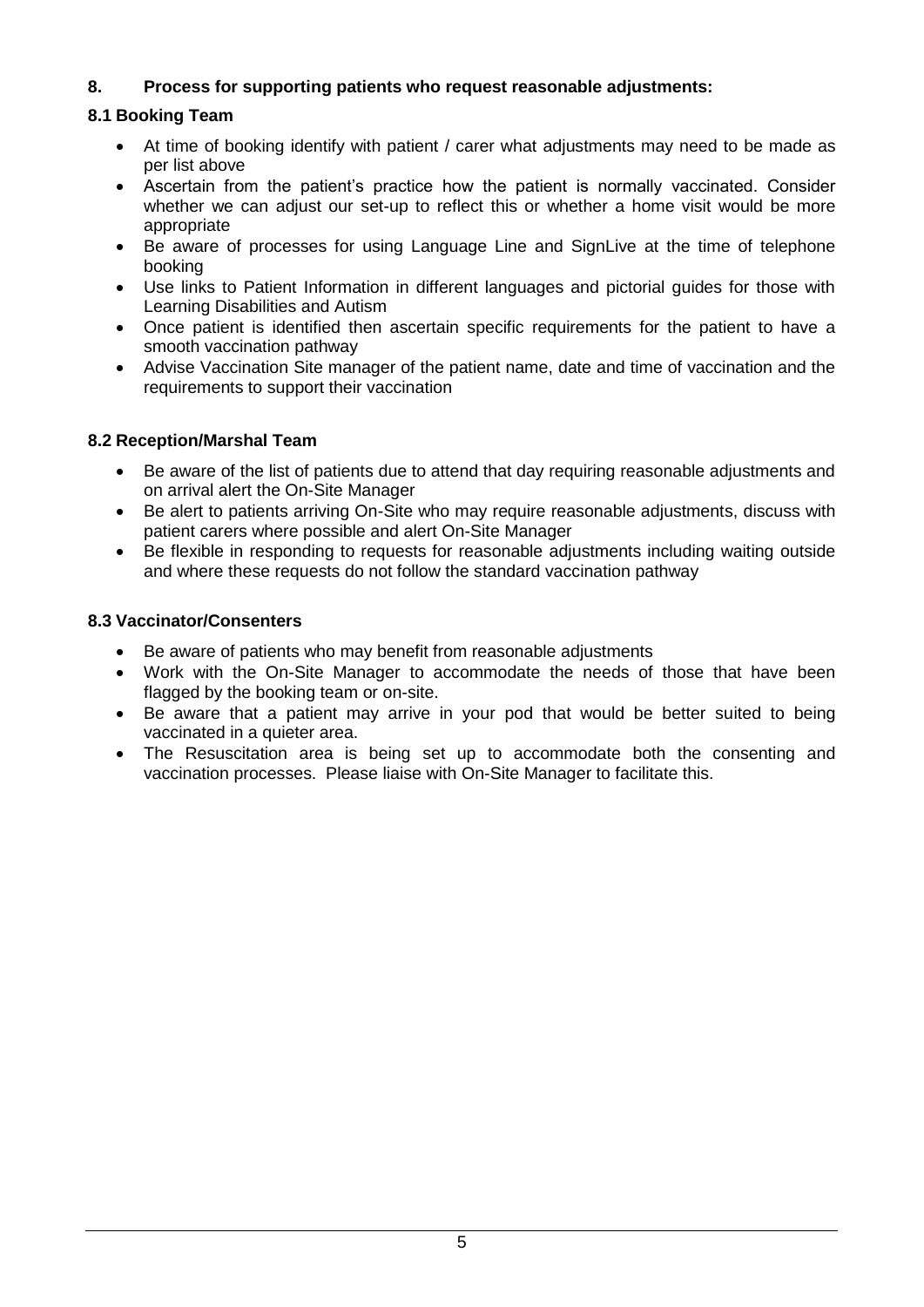## 8. Process for supporting patients who request reasonable adjustments:

### 8.1 Booking Team

- At time of booking identify with patient / carer what adjustments may need to be made as per list above
- Ascertain from the patient's practice how the patient is normally vaccinated. Consider whether we can adjust our set-up to reflect this or whether a home visit would be more appropriate
- Be aware of processes for using Language Line and SignLive at the time of telephone booking
- Use links to Patient Information in different languages and pictorial guides for those with Learning Disabilities and Autism
- Once patient is identified then ascertain specific requirements for the patient to have a smooth vaccination pathway
- Advise Vaccination Site manager of the patient name, date and time of vaccination and the requirements to support their vaccination

### 8.2 Reception/Marshal Team

- Be aware of the list of patients due to attend that day requiring reasonable adjustments and on arrival alert the On-Site Manager
- Be alert to patients arriving On-Site who may require reasonable adjustments, discuss with patient carers where possible and alert On-Site Manager
- Be flexible in responding to requests for reasonable adjustments including waiting outside and where these requests do not follow the standard vaccination pathway

### 8.3 Vaccinator/Consenters

- Be aware of patients who may benefit from reasonable adjustments
- Work with the On-Site Manager to accommodate the needs of those that have been flagged by the booking team or on-site.
- Be aware that a patient may arrive in your pod that would be better suited to being vaccinated in a quieter area.
- The Resuscitation area is being set up to accommodate both the consenting and vaccination processes. Please liaise with On-Site Manager to facilitate this.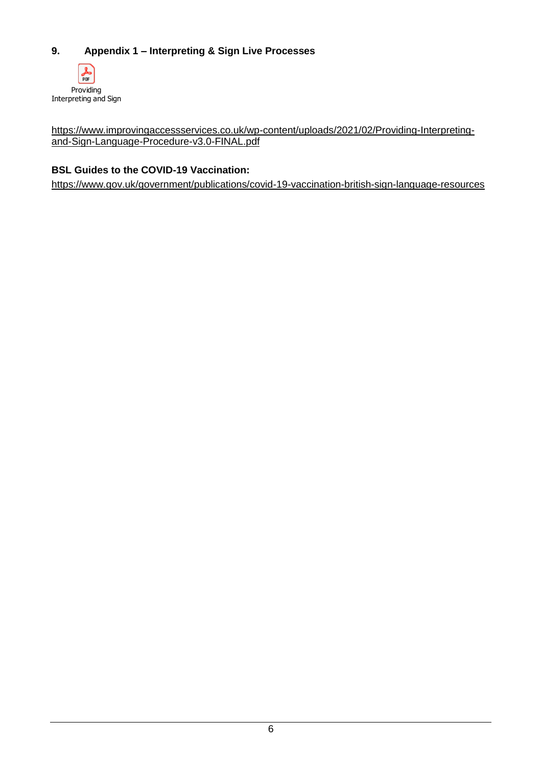## 9. Appendix 1 – Interpreting & Sign Live Processes

Providing Interpreting and Sign

https://www.improvingaccessservices.co.uk/wp-content/uploads/2021/02/Providing-Interpreting-and-Sign-Language-Procedure-v3.0-FINAL.pdf

**BSL Guides to the COVID-19 Vaccination:**

https://www.gov.uk/government/publications/covid-19-vaccination-british-sign-language-resources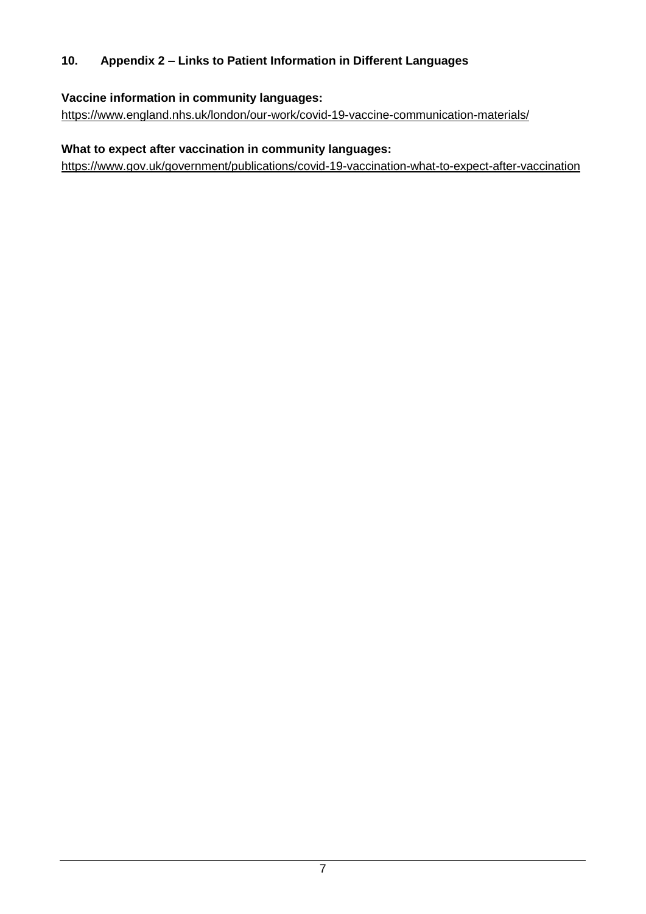## 10. Appendix 2 – Links to Patient Information in Different Languages

**Vaccine information in community languages:**
https://www.england.nhs.uk/london/our-work/covid-19-vaccine-communication-materials/

**What to expect after vaccination in community languages:**
https://www.gov.uk/government/publications/covid-19-vaccination-what-to-expect-after-vaccination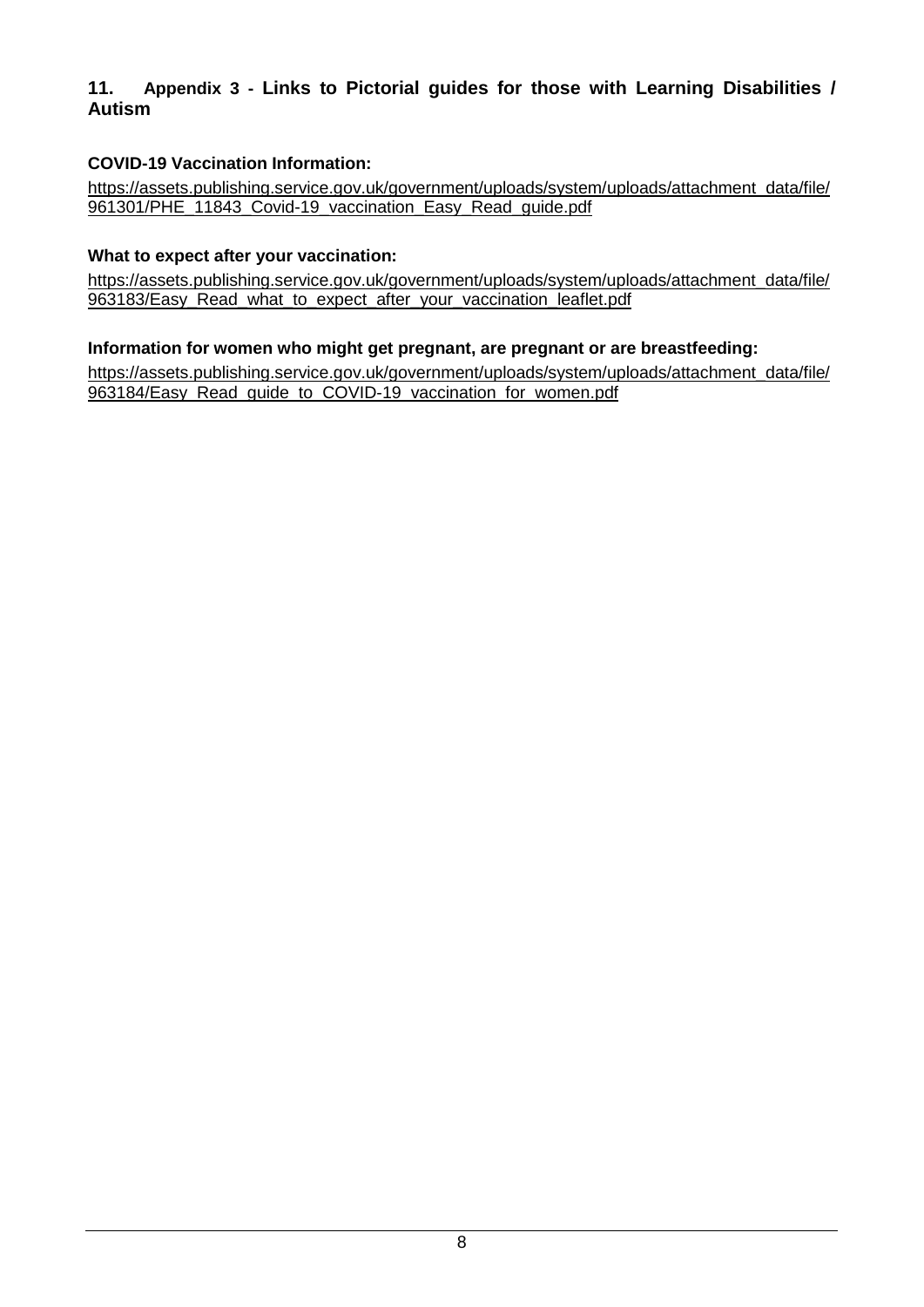## 11. Appendix 3 - Links to Pictorial guides for those with Learning Disabilities / Autism

**COVID-19 Vaccination Information:**

https://assets.publishing.service.gov.uk/government/uploads/system/uploads/attachment_data/file/961301/PHE_11843_Covid-19_vaccination_Easy_Read_guide.pdf

**What to expect after your vaccination:**

https://assets.publishing.service.gov.uk/government/uploads/system/uploads/attachment_data/file/963183/Easy_Read_what_to_expect_after_your_vaccination_leaflet.pdf

**Information for women who might get pregnant, are pregnant or are breastfeeding:**

https://assets.publishing.service.gov.uk/government/uploads/system/uploads/attachment_data/file/963184/Easy_Read_guide_to_COVID-19_vaccination_for_women.pdf